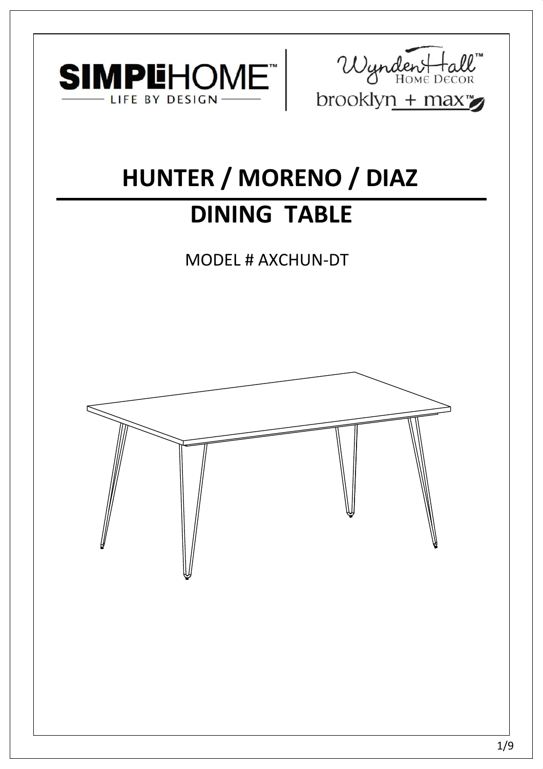SIMPLIHOME™
LIFE BY DESIGN

Wynden Hall™
Home Decor

brooklyn + max™

# HUNTER / MORENO / DIAZ

# DINING TABLE

MODEL # AXCHUN-DT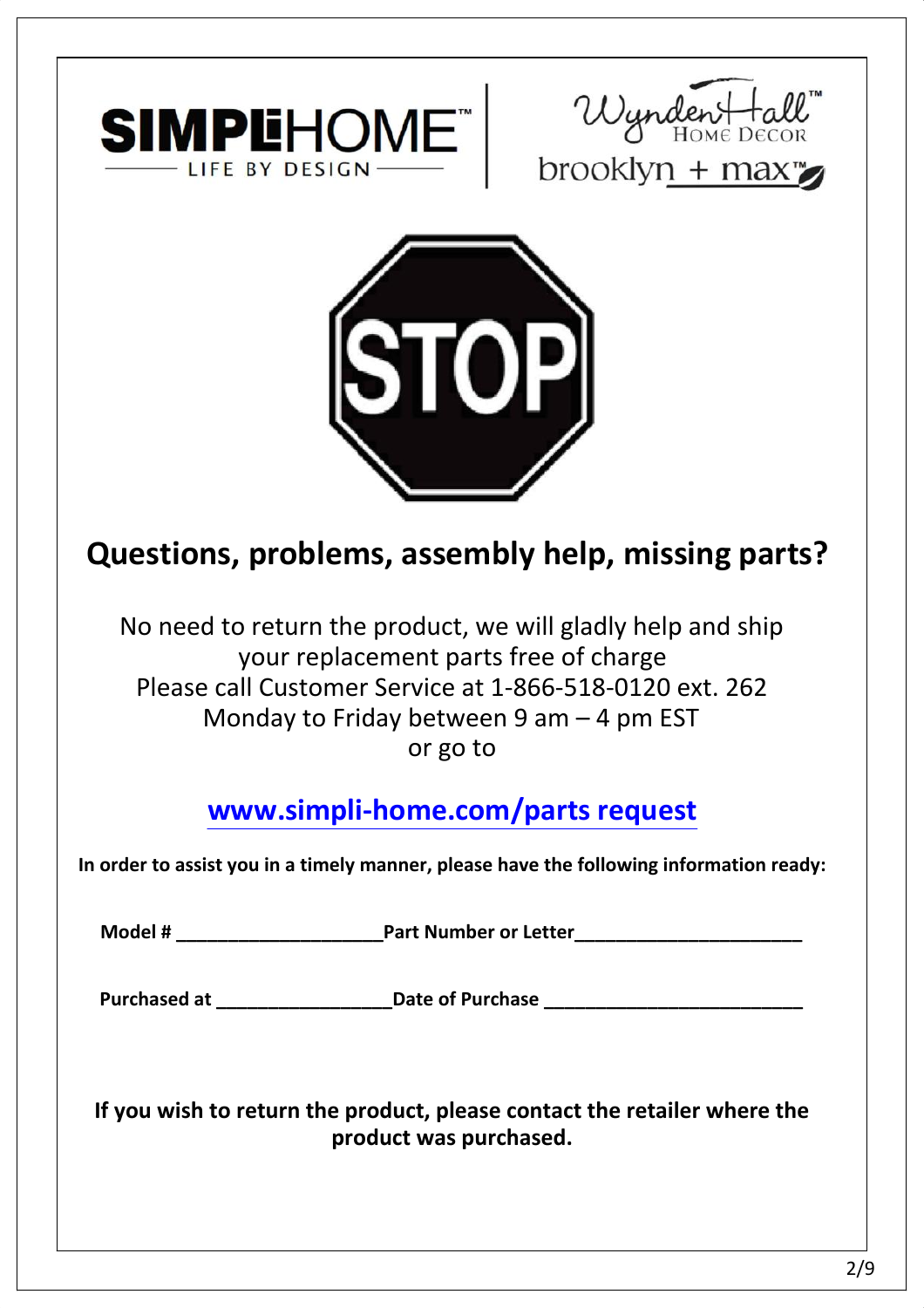SIMPLIHOME™ LIFE BY DESIGN

WyndenHall™ Home Decor

brooklyn + max™

STOP

## Questions, problems, assembly help, missing parts?

No need to return the product, we will gladly help and ship your replacement parts free of charge
Please call Customer Service at 1-866-518-0120 ext. 262
Monday to Friday between 9 am – 4 pm EST
or go to

### www.simpli-home.com/parts request

**In order to assist you in a timely manner, please have the following information ready:**

**Model # ____________________Part Number or Letter______________________**

**Purchased at _________________Date of Purchase _________________________**

**If you wish to return the product, please contact the retailer where the product was purchased.**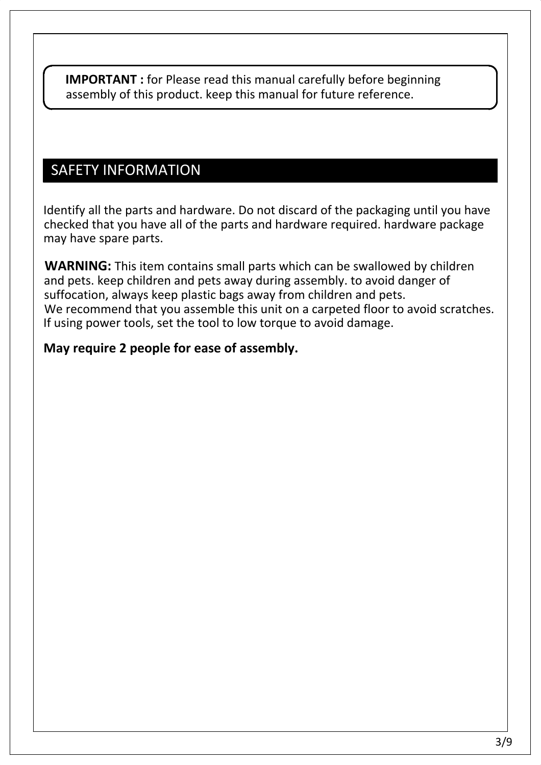**IMPORTANT :** for Please read this manual carefully before beginning assembly of this product. keep this manual for future reference.

## SAFETY INFORMATION

Identify all the parts and hardware. Do not discard of the packaging until you have checked that you have all of the parts and hardware required. hardware package may have spare parts.

**WARNING:** This item contains small parts which can be swallowed by children and pets. keep children and pets away during assembly. to avoid danger of suffocation, always keep plastic bags away from children and pets.
We recommend that you assemble this unit on a carpeted floor to avoid scratches.
If using power tools, set the tool to low torque to avoid damage.

**May require 2 people for ease of assembly.**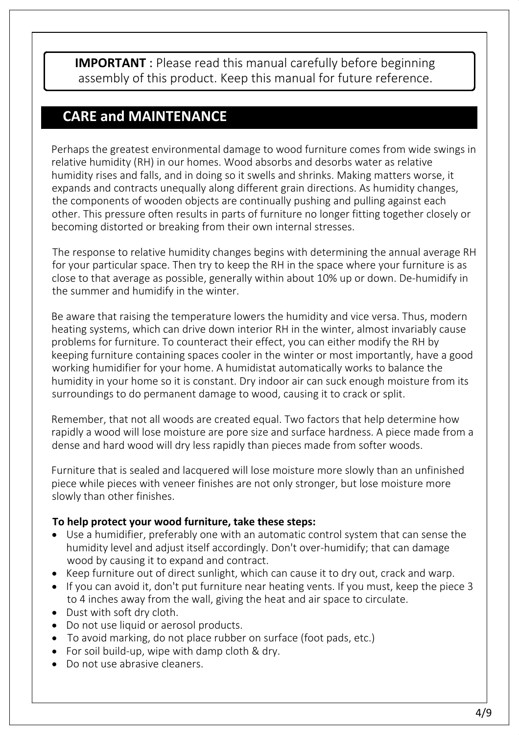**IMPORTANT** : Please read this manual carefully before beginning assembly of this product. Keep this manual for future reference.

## CARE and MAINTENANCE

Perhaps the greatest environmental damage to wood furniture comes from wide swings in relative humidity (RH) in our homes. Wood absorbs and desorbs water as relative humidity rises and falls, and in doing so it swells and shrinks. Making matters worse, it expands and contracts unequally along different grain directions. As humidity changes, the components of wooden objects are continually pushing and pulling against each other. This pressure often results in parts of furniture no longer fitting together closely or becoming distorted or breaking from their own internal stresses.

The response to relative humidity changes begins with determining the annual average RH for your particular space. Then try to keep the RH in the space where your furniture is as close to that average as possible, generally within about 10% up or down. De-humidify in the summer and humidify in the winter.

Be aware that raising the temperature lowers the humidity and vice versa. Thus, modern heating systems, which can drive down interior RH in the winter, almost invariably cause problems for furniture. To counteract their effect, you can either modify the RH by keeping furniture containing spaces cooler in the winter or most importantly, have a good working humidifier for your home. A humidistat automatically works to balance the humidity in your home so it is constant. Dry indoor air can suck enough moisture from its surroundings to do permanent damage to wood, causing it to crack or split.

Remember, that not all woods are created equal. Two factors that help determine how rapidly a wood will lose moisture are pore size and surface hardness. A piece made from a dense and hard wood will dry less rapidly than pieces made from softer woods.

Furniture that is sealed and lacquered will lose moisture more slowly than an unfinished piece while pieces with veneer finishes are not only stronger, but lose moisture more slowly than other finishes.

**To help protect your wood furniture, take these steps:**

- Use a humidifier, preferably one with an automatic control system that can sense the humidity level and adjust itself accordingly. Don't over-humidify; that can damage wood by causing it to expand and contract.
- Keep furniture out of direct sunlight, which can cause it to dry out, crack and warp.
- If you can avoid it, don't put furniture near heating vents. If you must, keep the piece 3 to 4 inches away from the wall, giving the heat and air space to circulate.
- Dust with soft dry cloth.
- Do not use liquid or aerosol products.
- To avoid marking, do not place rubber on surface (foot pads, etc.)
- For soil build-up, wipe with damp cloth & dry.
- Do not use abrasive cleaners.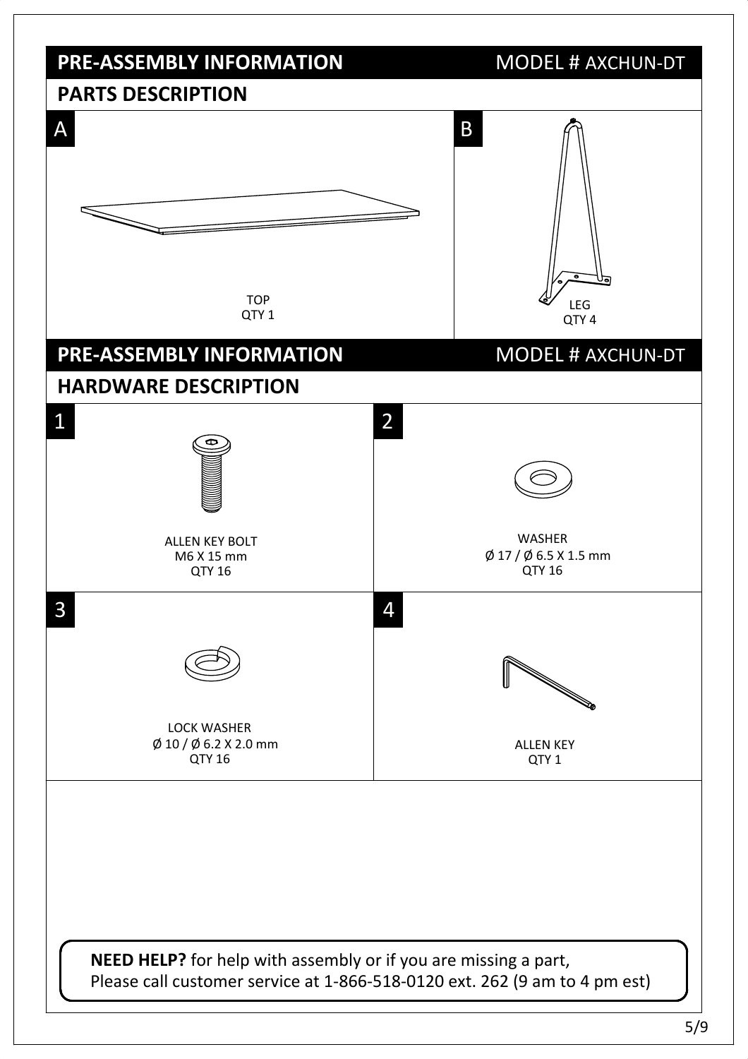## PRE-ASSEMBLY INFORMATION — MODEL # AXCHUN-DT

### PARTS DESCRIPTION

**A**

TOP
QTY 1

**B**

LEG
QTY 4

## PRE-ASSEMBLY INFORMATION — MODEL # AXCHUN-DT

### HARDWARE DESCRIPTION

**1**

ALLEN KEY BOLT
M6 X 15 mm
QTY 16

**2**

WASHER
Ø 17 / Ø 6.5 X 1.5 mm
QTY 16

**3**

LOCK WASHER
Ø 10 / Ø 6.2 X 2.0 mm
QTY 16

**4**

ALLEN KEY
QTY 1

**NEED HELP?** for help with assembly or if you are missing a part,
Please call customer service at 1-866-518-0120 ext. 262 (9 am to 4 pm est)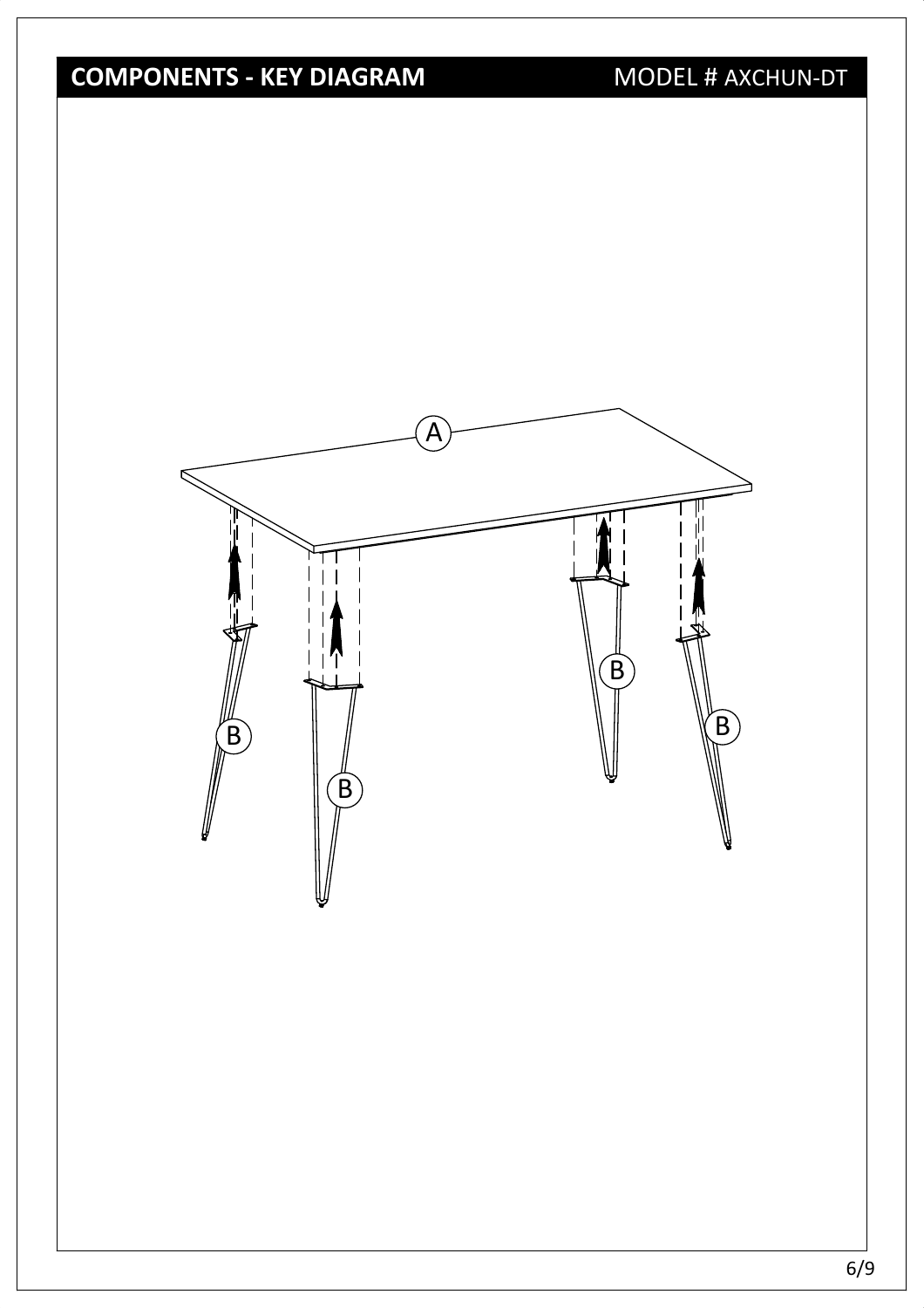## COMPONENTS - KEY DIAGRAM

MODEL # AXCHUN-DT

A

B

B

B

B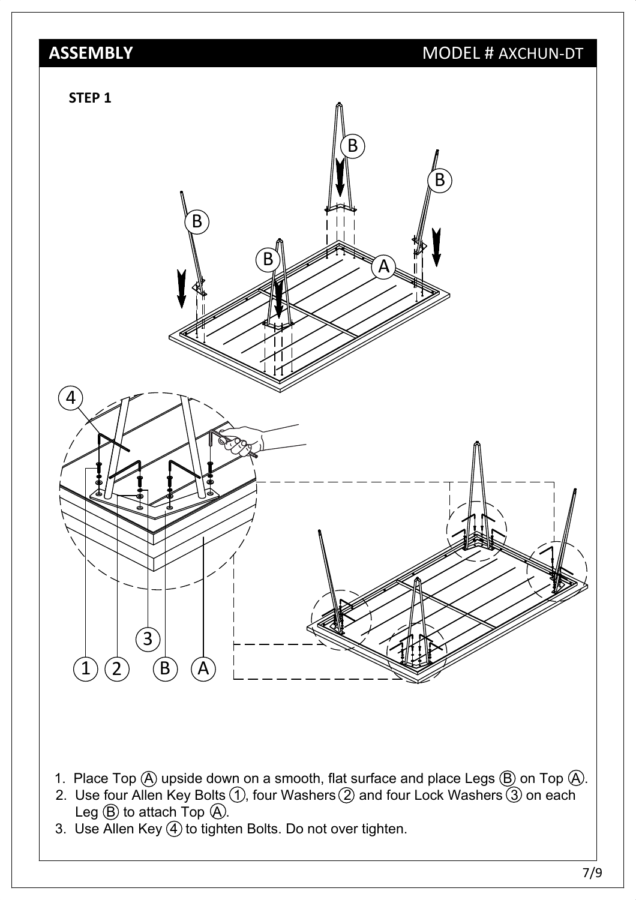## ASSEMBLY

MODEL # AXCHUN-DT

**STEP 1**

1. Place Top Ⓐ upside down on a smooth, flat surface and place Legs Ⓑ on Top Ⓐ.
2. Use four Allen Key Bolts ①, four Washers ② and four Lock Washers ③ on each Leg Ⓑ to attach Top Ⓐ.
3. Use Allen Key ④ to tighten Bolts. Do not over tighten.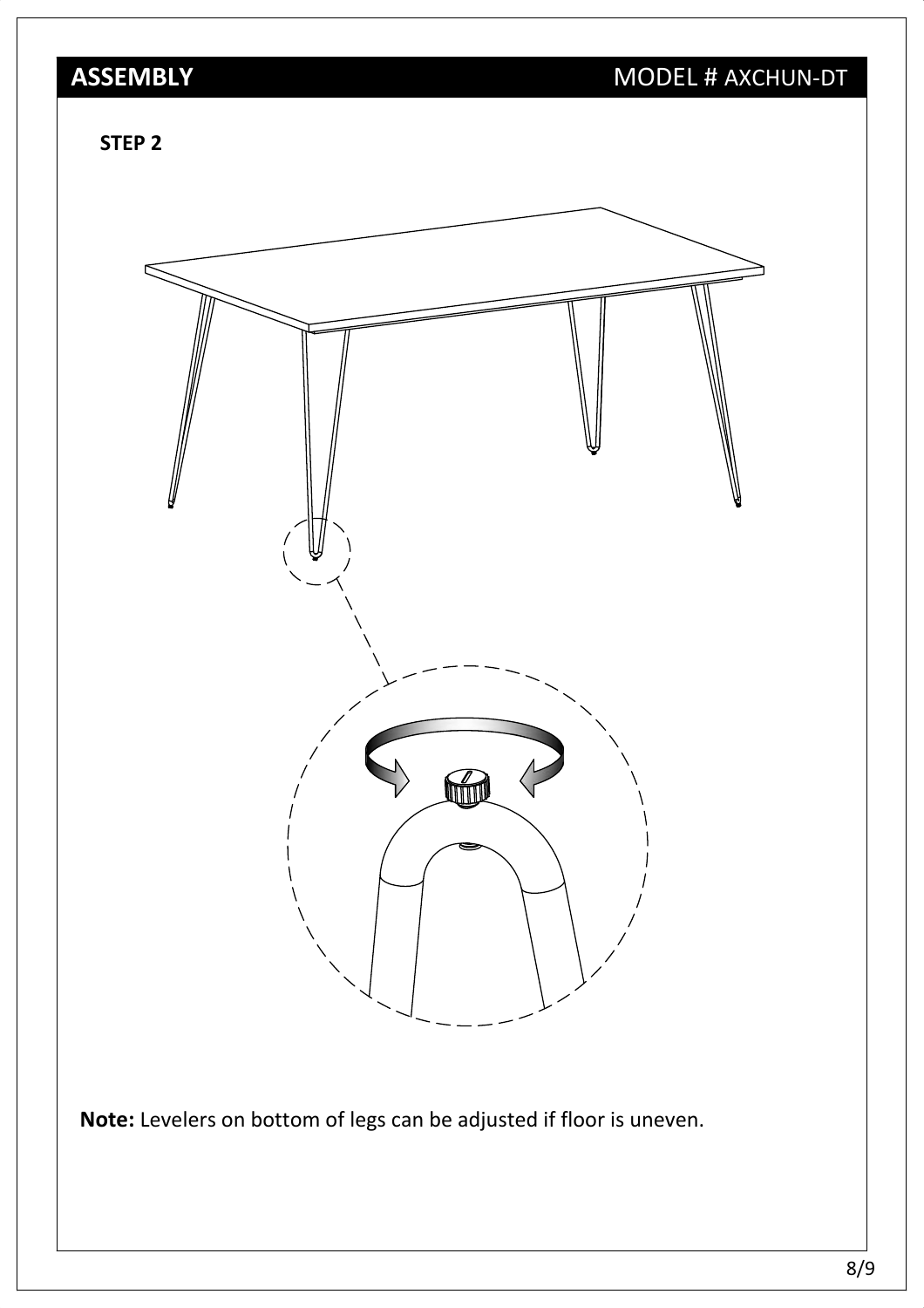## ASSEMBLY

MODEL # AXCHUN-DT

### STEP 2

**Note:** Levelers on bottom of legs can be adjusted if floor is uneven.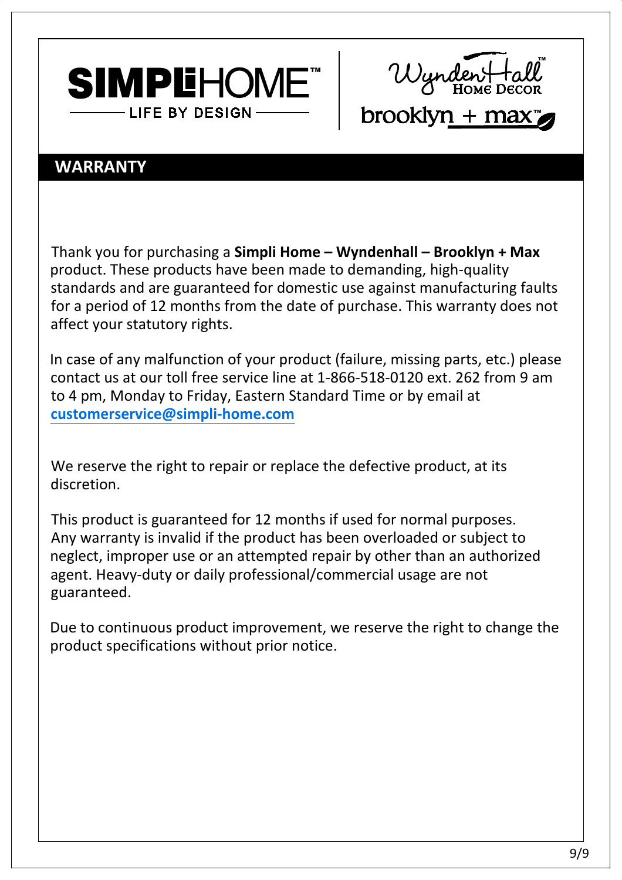SIMPLIHOME™
LIFE BY DESIGN

WyndenHall™ HOME DECOR

brooklyn + max™

## WARRANTY

Thank you for purchasing a **Simpli Home – Wyndenhall – Brooklyn + Max** product. These products have been made to demanding, high-quality standards and are guaranteed for domestic use against manufacturing faults for a period of 12 months from the date of purchase. This warranty does not affect your statutory rights.

In case of any malfunction of your product (failure, missing parts, etc.) please contact us at our toll free service line at 1-866-518-0120 ext. 262 from 9 am to 4 pm, Monday to Friday, Eastern Standard Time or by email at **customerservice@simpli-home.com**

We reserve the right to repair or replace the defective product, at its discretion.

This product is guaranteed for 12 months if used for normal purposes. Any warranty is invalid if the product has been overloaded or subject to neglect, improper use or an attempted repair by other than an authorized agent. Heavy-duty or daily professional/commercial usage are not guaranteed.

Due to continuous product improvement, we reserve the right to change the product specifications without prior notice.